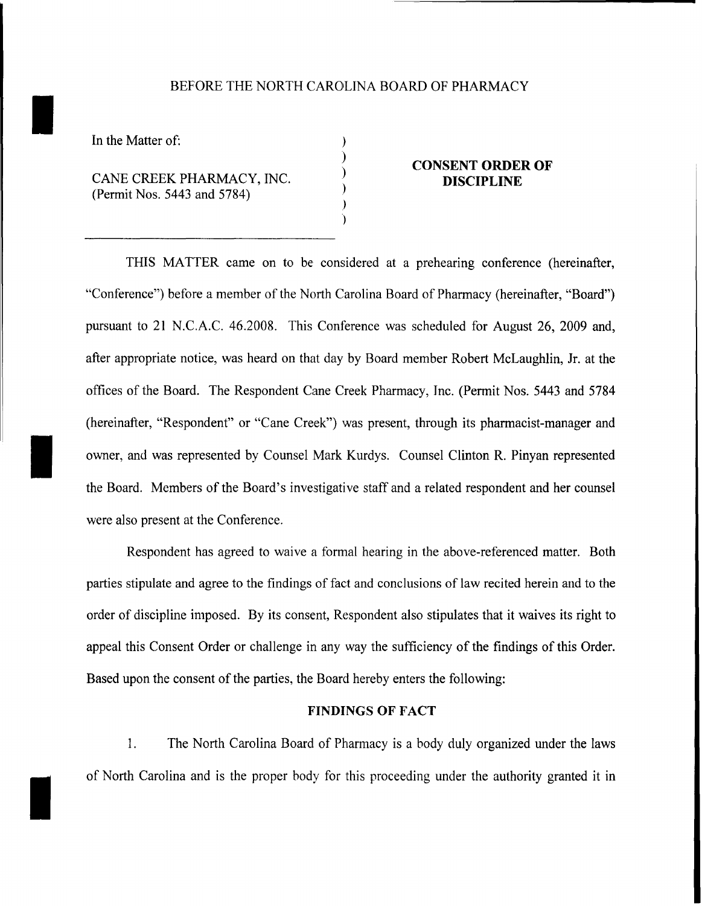BEFORE THE NORTH CAROLINA BOARD OF PHARMACY

In the Matter of:

CANE CREEK PHARMACY, INC.
(Permit Nos. 5443 and 5784)

**CONSENT ORDER OF DISCIPLINE**

THIS MATTER came on to be considered at a prehearing conference (hereinafter, "Conference") before a member of the North Carolina Board of Pharmacy (hereinafter, "Board") pursuant to 21 N.C.A.C. 46.2008. This Conference was scheduled for August 26, 2009 and, after appropriate notice, was heard on that day by Board member Robert McLaughlin, Jr. at the offices of the Board. The Respondent Cane Creek Pharmacy, Inc. (Permit Nos. 5443 and 5784 (hereinafter, "Respondent" or "Cane Creek") was present, through its pharmacist-manager and owner, and was represented by Counsel Mark Kurdys. Counsel Clinton R. Pinyan represented the Board. Members of the Board's investigative staff and a related respondent and her counsel were also present at the Conference.

Respondent has agreed to waive a formal hearing in the above-referenced matter. Both parties stipulate and agree to the findings of fact and conclusions of law recited herein and to the order of discipline imposed. By its consent, Respondent also stipulates that it waives its right to appeal this Consent Order or challenge in any way the sufficiency of the findings of this Order. Based upon the consent of the parties, the Board hereby enters the following:

**FINDINGS OF FACT**

1. The North Carolina Board of Pharmacy is a body duly organized under the laws of North Carolina and is the proper body for this proceeding under the authority granted it in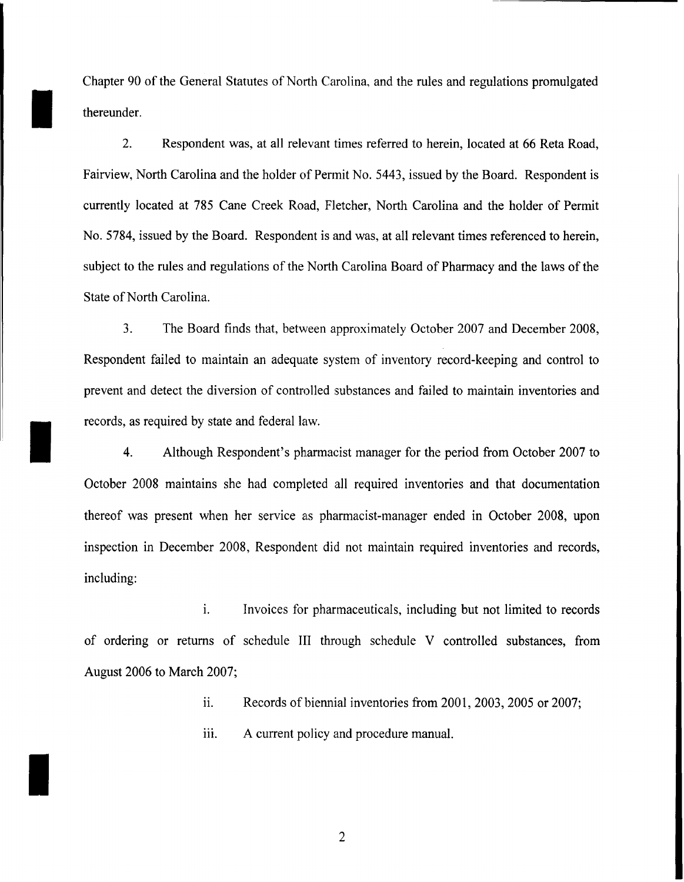Chapter 90 of the General Statutes of North Carolina, and the rules and regulations promulgated thereunder.

2. Respondent was, at all relevant times referred to herein, located at 66 Reta Road, Fairview, North Carolina and the holder of Permit No. 5443, issued by the Board. Respondent is currently located at 785 Cane Creek Road, Fletcher, North Carolina and the holder of Permit No. 5784, issued by the Board. Respondent is and was, at all relevant times referenced to herein, subject to the rules and regulations of the North Carolina Board of Pharmacy and the laws of the State of North Carolina.

3. The Board finds that, between approximately October 2007 and December 2008, Respondent failed to maintain an adequate system of inventory record-keeping and control to prevent and detect the diversion of controlled substances and failed to maintain inventories and records, as required by state and federal law.

4. Although Respondent's pharmacist manager for the period from October 2007 to October 2008 maintains she had completed all required inventories and that documentation thereof was present when her service as pharmacist-manager ended in October 2008, upon inspection in December 2008, Respondent did not maintain required inventories and records, including:

i. Invoices for pharmaceuticals, including but not limited to records of ordering or returns of schedule III through schedule V controlled substances, from August 2006 to March 2007;

ii. Records of biennial inventories from 2001, 2003, 2005 or 2007;

iii. A current policy and procedure manual.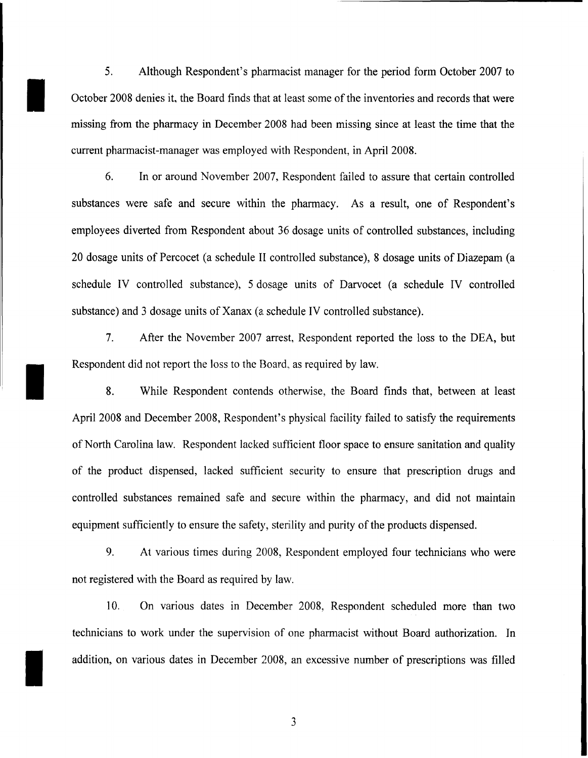5. Although Respondent's pharmacist manager for the period form October 2007 to October 2008 denies it, the Board finds that at least some of the inventories and records that were missing from the pharmacy in December 2008 had been missing since at least the time that the current pharmacist-manager was employed with Respondent, in April 2008.

6. In or around November 2007, Respondent failed to assure that certain controlled substances were safe and secure within the pharmacy. As a result, one of Respondent's employees diverted from Respondent about 36 dosage units of controlled substances, including 20 dosage units of Percocet (a schedule II controlled substance), 8 dosage units of Diazepam (a schedule IV controlled substance), 5 dosage units of Darvocet (a schedule IV controlled substance) and 3 dosage units of Xanax (a schedule IV controlled substance).

7. After the November 2007 arrest, Respondent reported the loss to the DEA, but Respondent did not report the loss to the Board, as required by law.

8. While Respondent contends otherwise, the Board finds that, between at least April 2008 and December 2008, Respondent's physical facility failed to satisfy the requirements of North Carolina law. Respondent lacked sufficient floor space to ensure sanitation and quality of the product dispensed, lacked sufficient security to ensure that prescription drugs and controlled substances remained safe and secure within the pharmacy, and did not maintain equipment sufficiently to ensure the safety, sterility and purity of the products dispensed.

9. At various times during 2008, Respondent employed four technicians who were not registered with the Board as required by law.

10. On various dates in December 2008, Respondent scheduled more than two technicians to work under the supervision of one pharmacist without Board authorization. In addition, on various dates in December 2008, an excessive number of prescriptions was filled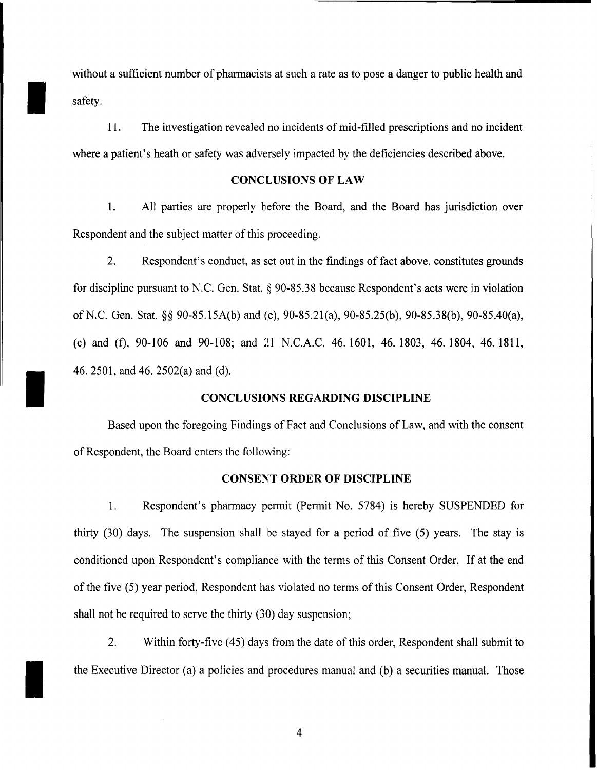without a sufficient number of pharmacists at such a rate as to pose a danger to public health and safety.

11. The investigation revealed no incidents of mid-filled prescriptions and no incident where a patient's heath or safety was adversely impacted by the deficiencies described above.

## CONCLUSIONS OF LAW

1. All parties are properly before the Board, and the Board has jurisdiction over Respondent and the subject matter of this proceeding.

2. Respondent's conduct, as set out in the findings of fact above, constitutes grounds for discipline pursuant to N.C. Gen. Stat. § 90-85.38 because Respondent's acts were in violation of N.C. Gen. Stat. §§ 90-85.15A(b) and (c), 90-85.21(a), 90-85.25(b), 90-85.38(b), 90-85.40(a), (c) and (f), 90-106 and 90-108; and 21 N.C.A.C. 46. 1601, 46. 1803, 46. 1804, 46. 1811, 46. 2501, and 46. 2502(a) and (d).

## CONCLUSIONS REGARDING DISCIPLINE

Based upon the foregoing Findings of Fact and Conclusions of Law, and with the consent of Respondent, the Board enters the following:

## CONSENT ORDER OF DISCIPLINE

1. Respondent's pharmacy permit (Permit No. 5784) is hereby SUSPENDED for thirty (30) days. The suspension shall be stayed for a period of five (5) years. The stay is conditioned upon Respondent's compliance with the terms of this Consent Order. If at the end of the five (5) year period, Respondent has violated no terms of this Consent Order, Respondent shall not be required to serve the thirty (30) day suspension;

2. Within forty-five (45) days from the date of this order, Respondent shall submit to the Executive Director (a) a policies and procedures manual and (b) a securities manual. Those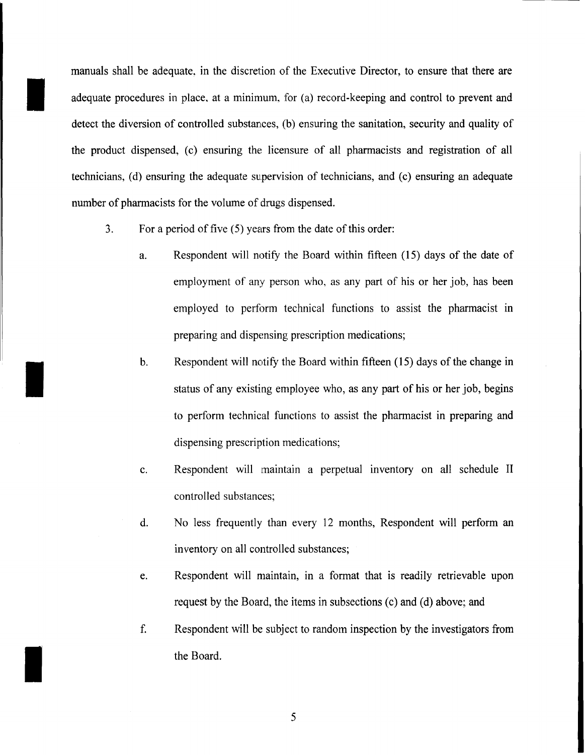manuals shall be adequate, in the discretion of the Executive Director, to ensure that there are adequate procedures in place, at a minimum, for (a) record-keeping and control to prevent and detect the diversion of controlled substances, (b) ensuring the sanitation, security and quality of the product dispensed, (c) ensuring the licensure of all pharmacists and registration of all technicians, (d) ensuring the adequate supervision of technicians, and (c) ensuring an adequate number of pharmacists for the volume of drugs dispensed.

3. For a period of five (5) years from the date of this order:

   a. Respondent will notify the Board within fifteen (15) days of the date of employment of any person who, as any part of his or her job, has been employed to perform technical functions to assist the pharmacist in preparing and dispensing prescription medications;

   b. Respondent will notify the Board within fifteen (15) days of the change in status of any existing employee who, as any part of his or her job, begins to perform technical functions to assist the pharmacist in preparing and dispensing prescription medications;

   c. Respondent will maintain a perpetual inventory on all schedule II controlled substances;

   d. No less frequently than every 12 months, Respondent will perform an inventory on all controlled substances;

   e. Respondent will maintain, in a format that is readily retrievable upon request by the Board, the items in subsections (c) and (d) above; and

   f. Respondent will be subject to random inspection by the investigators from the Board.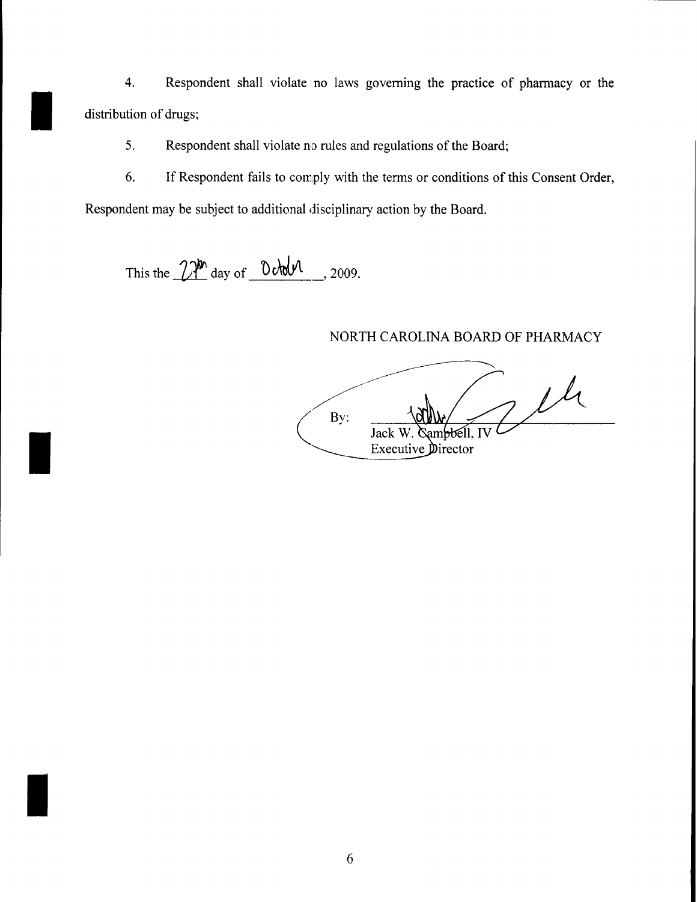4. Respondent shall violate no laws governing the practice of pharmacy or the distribution of drugs;

5. Respondent shall violate no rules and regulations of the Board;

6. If Respondent fails to comply with the terms or conditions of this Consent Order, Respondent may be subject to additional disciplinary action by the Board.

This the 27th day of October, 2009.

NORTH CAROLINA BOARD OF PHARMACY

By: ______________________
Jack W. Campbell, IV
Executive Director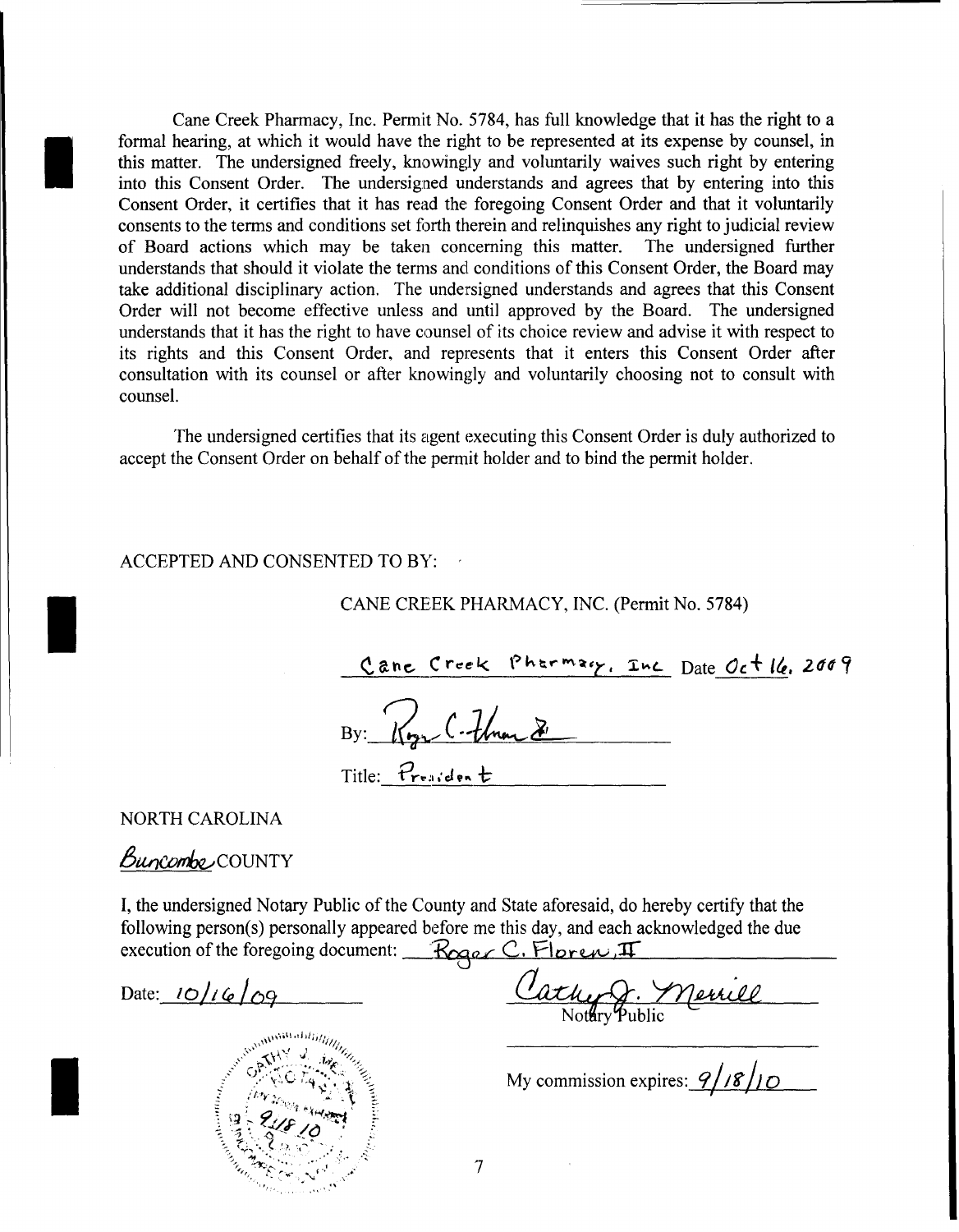Cane Creek Pharmacy, Inc. Permit No. 5784, has full knowledge that it has the right to a formal hearing, at which it would have the right to be represented at its expense by counsel, in this matter. The undersigned freely, knowingly and voluntarily waives such right by entering into this Consent Order. The undersigned understands and agrees that by entering into this Consent Order, it certifies that it has read the foregoing Consent Order and that it voluntarily consents to the terms and conditions set forth therein and relinquishes any right to judicial review of Board actions which may be taken concerning this matter. The undersigned further understands that should it violate the terms and conditions of this Consent Order, the Board may take additional disciplinary action. The undersigned understands and agrees that this Consent Order will not become effective unless and until approved by the Board. The undersigned understands that it has the right to have counsel of its choice review and advise it with respect to its rights and this Consent Order, and represents that it enters this Consent Order after consultation with its counsel or after knowingly and voluntarily choosing not to consult with counsel.

The undersigned certifies that its agent executing this Consent Order is duly authorized to accept the Consent Order on behalf of the permit holder and to bind the permit holder.

ACCEPTED AND CONSENTED TO BY:

CANE CREEK PHARMACY, INC. (Permit No. 5784)

Cane Creek Pharmacy, Inc Date Oct 16, 2009

By: Roger C. Floren II

Title: President

NORTH CAROLINA

Buncombe COUNTY

I, the undersigned Notary Public of the County and State aforesaid, do hereby certify that the following person(s) personally appeared before me this day, and each acknowledged the due execution of the foregoing document: Roger C. Floren, II

Date: 10/16/09

Cathy J. Merrill
Notary Public

My commission expires: 9/18/10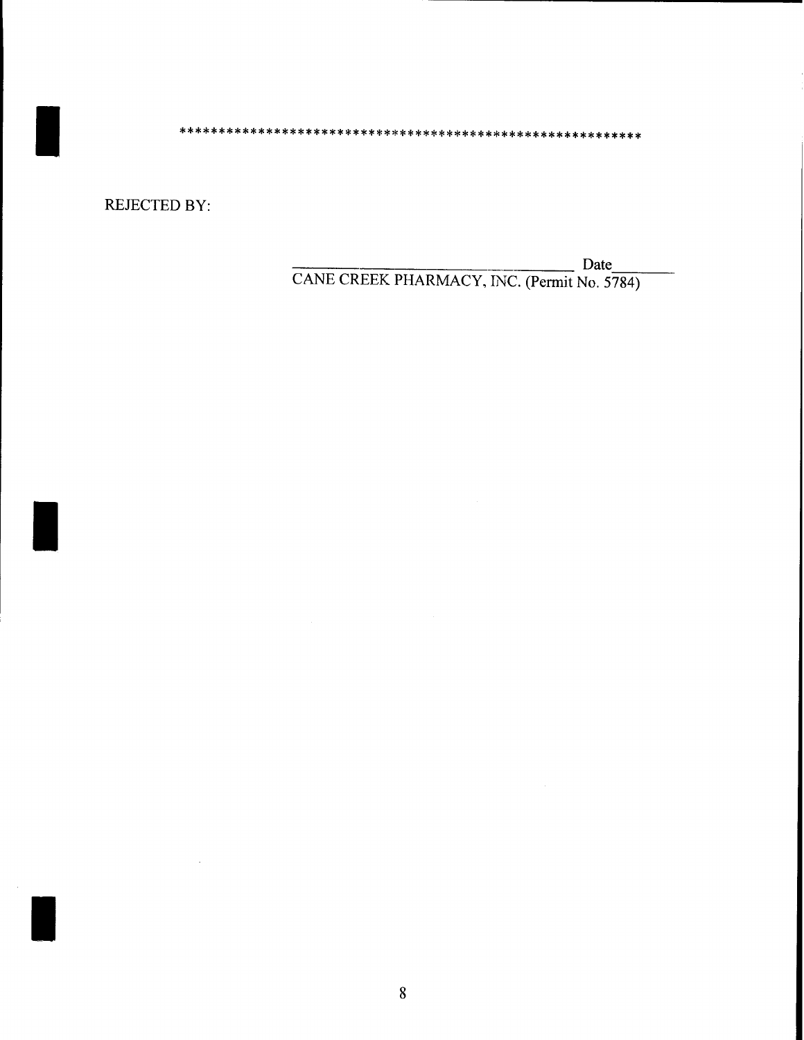***********************************************************

REJECTED BY:

\_\_\_\_\_\_\_\_\_\_\_\_\_\_\_\_\_\_\_\_\_\_\_\_\_\_\_\_\_\_\_\_\_\_ Date\_\_\_\_\_\_\_\_
CANE CREEK PHARMACY, INC. (Permit No. 5784)